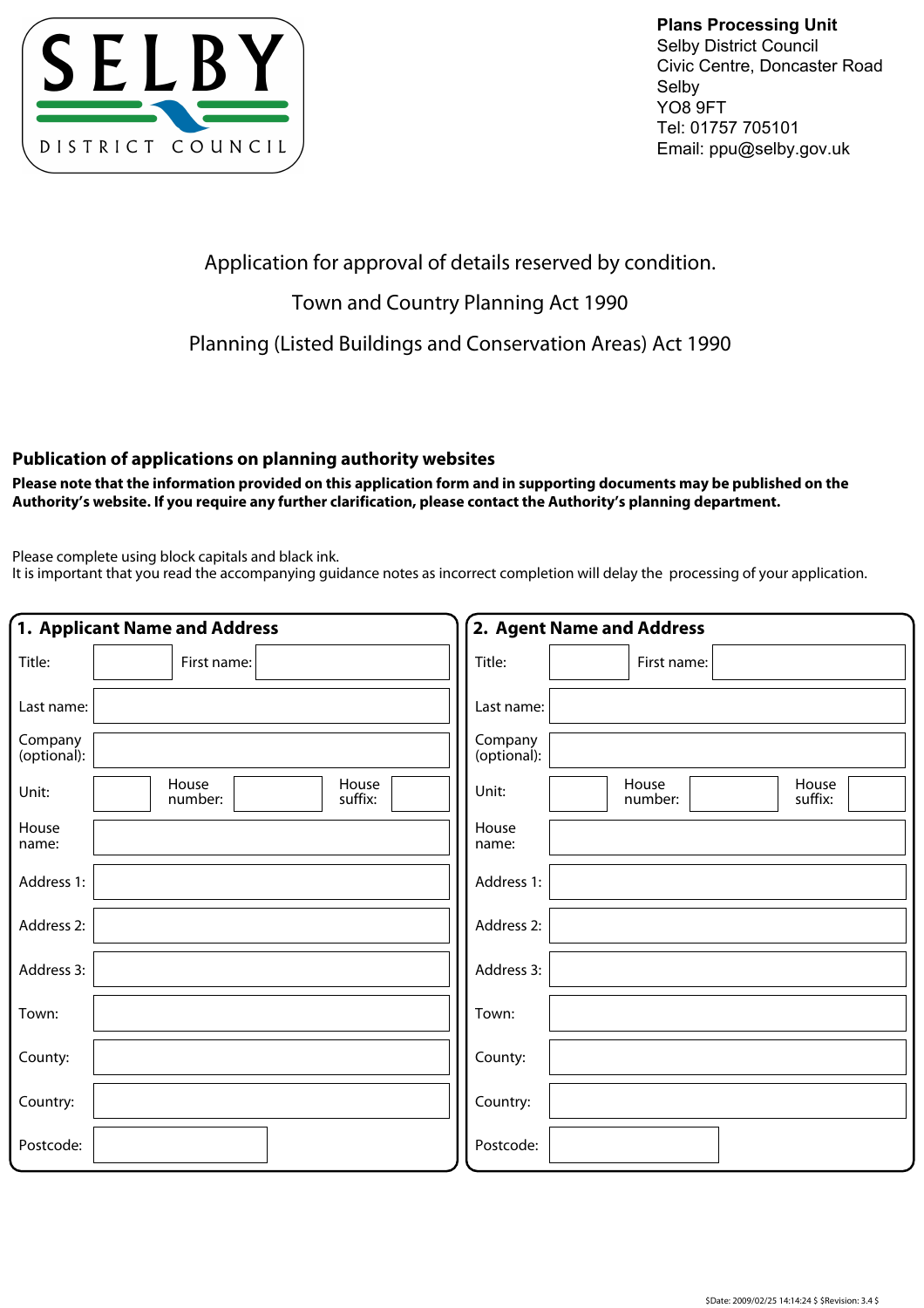SELBY DISTRICT COUNCIL

**Plans Processing Unit**
Selby District Council
Civic Centre, Doncaster Road
Selby
YO8 9FT
Tel: 01757 705101
Email: ppu@selby.gov.uk

# Application for approval of details reserved by condition.

Town and Country Planning Act 1990

Planning (Listed Buildings and Conservation Areas) Act 1990

## Publication of applications on planning authority websites

**Please note that the information provided on this application form and in supporting documents may be published on the Authority's website. If you require any further clarification, please contact the Authority's planning department.**

Please complete using block capitals and black ink.
It is important that you read the accompanying guidance notes as incorrect completion will delay the processing of your application.

### 1. Applicant Name and Address

| Field | |
|---|---|
| Title: | |
| First name: | |
| Last name: | |
| Company (optional): | |
| Unit: | |
| House number: | |
| House suffix: | |
| House name: | |
| Address 1: | |
| Address 2: | |
| Address 3: | |
| Town: | |
| County: | |
| Country: | |
| Postcode: | |

### 2. Agent Name and Address

| Field | |
|---|---|
| Title: | |
| First name: | |
| Last name: | |
| Company (optional): | |
| Unit: | |
| House number: | |
| House suffix: | |
| House name: | |
| Address 1: | |
| Address 2: | |
| Address 3: | |
| Town: | |
| County: | |
| Country: | |
| Postcode: | |

$Date: 2009/02/25 14:14:24 $ $Revision: 3.4 $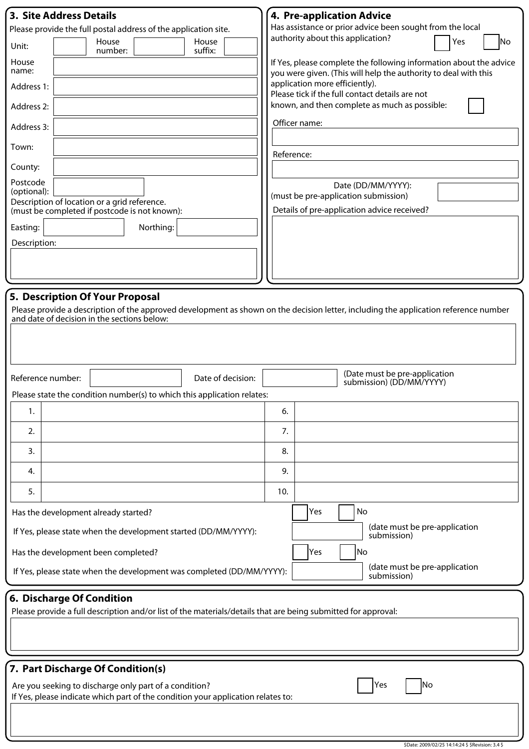## 3. Site Address Details

Please provide the full postal address of the application site.

Unit: | House number: | House suffix:

House name:

Address 1:

Address 2:

Address 3:

Town:

County:

Postcode (optional):

Description of location or a grid reference.
(must be completed if postcode is not known):

Easting: | Northing:

Description:

## 4. Pre-application Advice

Has assistance or prior advice been sought from the local authority about this application? ☐ Yes ☐ No

If Yes, please complete the following information about the advice you were given. (This will help the authority to deal with this application more efficiently).

Please tick if the full contact details are not known, and then complete as much as possible: ☐

Officer name:

Reference:

Date (DD/MM/YYYY):
(must be pre-application submission)

Details of pre-application advice received?

## 5. Description Of Your Proposal

Please provide a description of the approved development as shown on the decision letter, including the application reference number and date of decision in the sections below:

Reference number: | Date of decision: | (Date must be pre-application submission) (DD/MM/YYYY)

Please state the condition number(s) to which this application relates:

| | | | |
|---|---|---|---|
| 1. | | 6. | |
| 2. | | 7. | |
| 3. | | 8. | |
| 4. | | 9. | |
| 5. | | 10. | |

Has the development already started? ☐ Yes ☐ No

If Yes, please state when the development started (DD/MM/YYYY): (date must be pre-application submission)

Has the development been completed? ☐ Yes ☐ No

If Yes, please state when the development was completed (DD/MM/YYYY): (date must be pre-application submission)

## 6. Discharge Of Condition

Please provide a full description and/or list of the materials/details that are being submitted for approval:

## 7. Part Discharge Of Condition(s)

Are you seeking to discharge only part of a condition? ☐ Yes ☐ No

If Yes, please indicate which part of the condition your application relates to: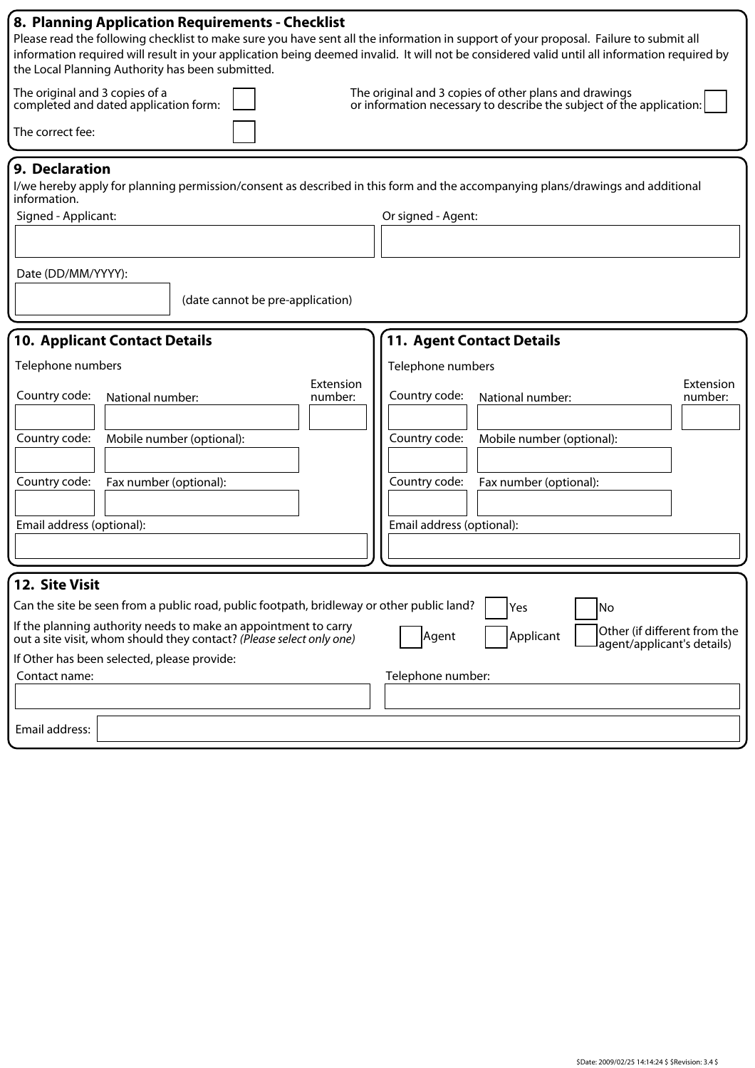## 8. Planning Application Requirements - Checklist

Please read the following checklist to make sure you have sent all the information in support of your proposal. Failure to submit all information required will result in your application being deemed invalid. It will not be considered valid until all information required by the Local Planning Authority has been submitted.

The original and 3 copies of a completed and dated application form: ☐

The original and 3 copies of other plans and drawings or information necessary to describe the subject of the application: ☐

The correct fee: ☐

## 9. Declaration

I/we hereby apply for planning permission/consent as described in this form and the accompanying plans/drawings and additional information.

Signed - Applicant:

Or signed - Agent:

Date (DD/MM/YYYY):

(date cannot be pre-application)

## 10. Applicant Contact Details

Telephone numbers

Country code: National number: Extension number:

Country code: Mobile number (optional):

Country code: Fax number (optional):

Email address (optional):

## 11. Agent Contact Details

Telephone numbers

Country code: National number: Extension number:

Country code: Mobile number (optional):

Country code: Fax number (optional):

Email address (optional):

## 12. Site Visit

Can the site be seen from a public road, public footpath, bridleway or other public land? ☐ Yes ☐ No

If the planning authority needs to make an appointment to carry out a site visit, whom should they contact? *(Please select only one)* ☐ Agent ☐ Applicant ☐ Other (if different from the agent/applicant's details)

If Other has been selected, please provide:

Contact name:

Telephone number:

Email address:

$Date: 2009/02/25 14:14:24 $ $Revision: 3.4 $